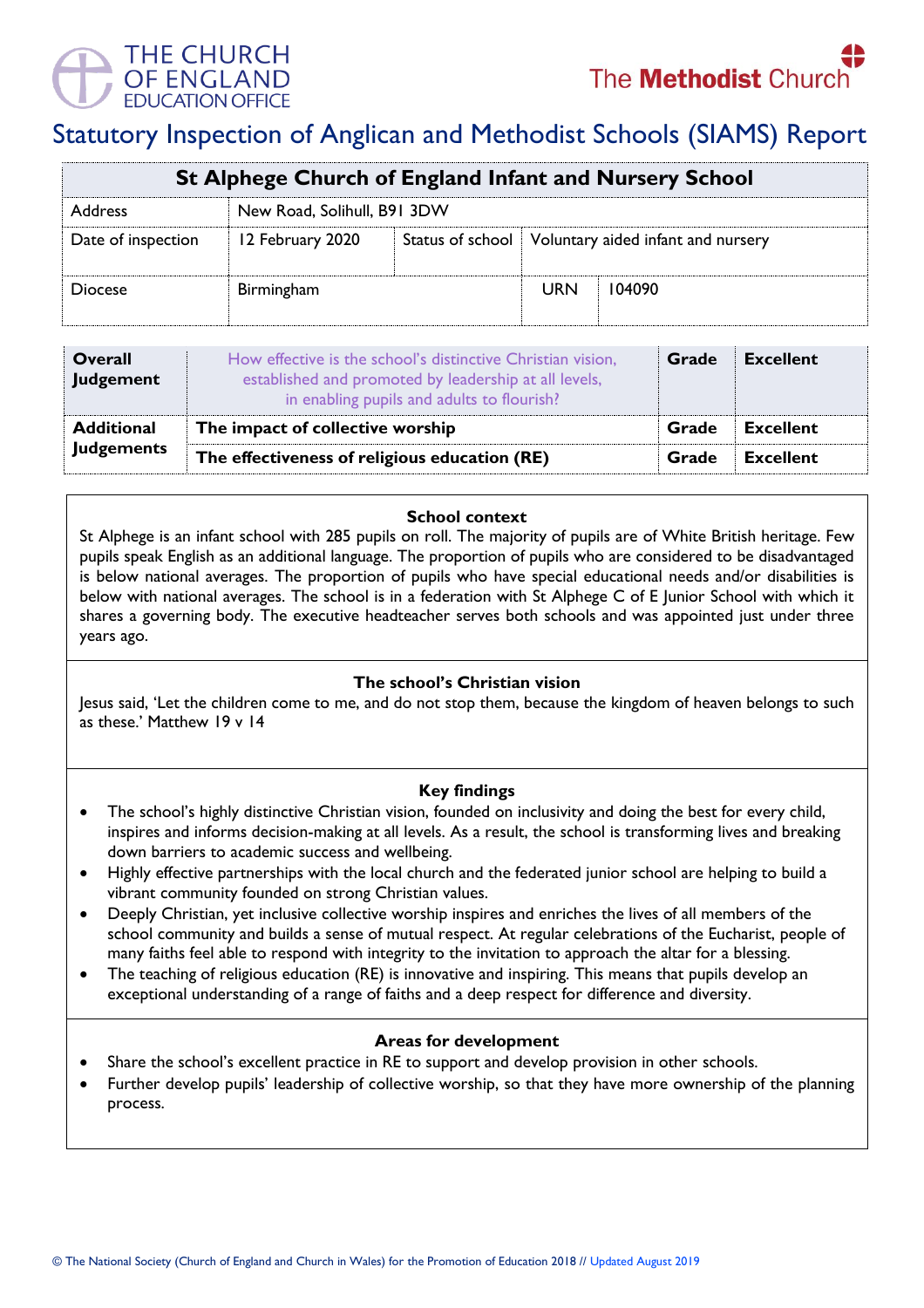THE CHURCH OF ENGLAND EDUCATION OFFICE

The Methodist Church

# Statutory Inspection of Anglican and Methodist Schools (SIAMS) Report

| St Alphege Church of England Infant and Nursery School | | | |
|---|---|---|---|
| Address | New Road, Solihull, B91 3DW | | |
| Date of inspection | 12 February 2020 | Status of school | Voluntary aided infant and nursery |
| Diocese | Birmingham | URN | 104090 |

| | | | |
|---|---|---|---|
| **Overall Judgement** | How effective is the school's distinctive Christian vision, established and promoted by leadership at all levels, in enabling pupils and adults to flourish? | **Grade** | **Excellent** |
| **Additional Judgements** | **The impact of collective worship** | **Grade** | **Excellent** |
| | **The effectiveness of religious education (RE)** | **Grade** | **Excellent** |

### School context

St Alphege is an infant school with 285 pupils on roll. The majority of pupils are of White British heritage. Few pupils speak English as an additional language. The proportion of pupils who are considered to be disadvantaged is below national averages. The proportion of pupils who have special educational needs and/or disabilities is below with national averages. The school is in a federation with St Alphege C of E Junior School with which it shares a governing body. The executive headteacher serves both schools and was appointed just under three years ago.

### The school's Christian vision

Jesus said, 'Let the children come to me, and do not stop them, because the kingdom of heaven belongs to such as these.' Matthew 19 v 14

### Key findings

- The school's highly distinctive Christian vision, founded on inclusivity and doing the best for every child, inspires and informs decision-making at all levels. As a result, the school is transforming lives and breaking down barriers to academic success and wellbeing.
- Highly effective partnerships with the local church and the federated junior school are helping to build a vibrant community founded on strong Christian values.
- Deeply Christian, yet inclusive collective worship inspires and enriches the lives of all members of the school community and builds a sense of mutual respect. At regular celebrations of the Eucharist, people of many faiths feel able to respond with integrity to the invitation to approach the altar for a blessing.
- The teaching of religious education (RE) is innovative and inspiring. This means that pupils develop an exceptional understanding of a range of faiths and a deep respect for difference and diversity.

### Areas for development

- Share the school's excellent practice in RE to support and develop provision in other schools.
- Further develop pupils' leadership of collective worship, so that they have more ownership of the planning process.

© The National Society (Church of England and Church in Wales) for the Promotion of Education 2018 // Updated August 2019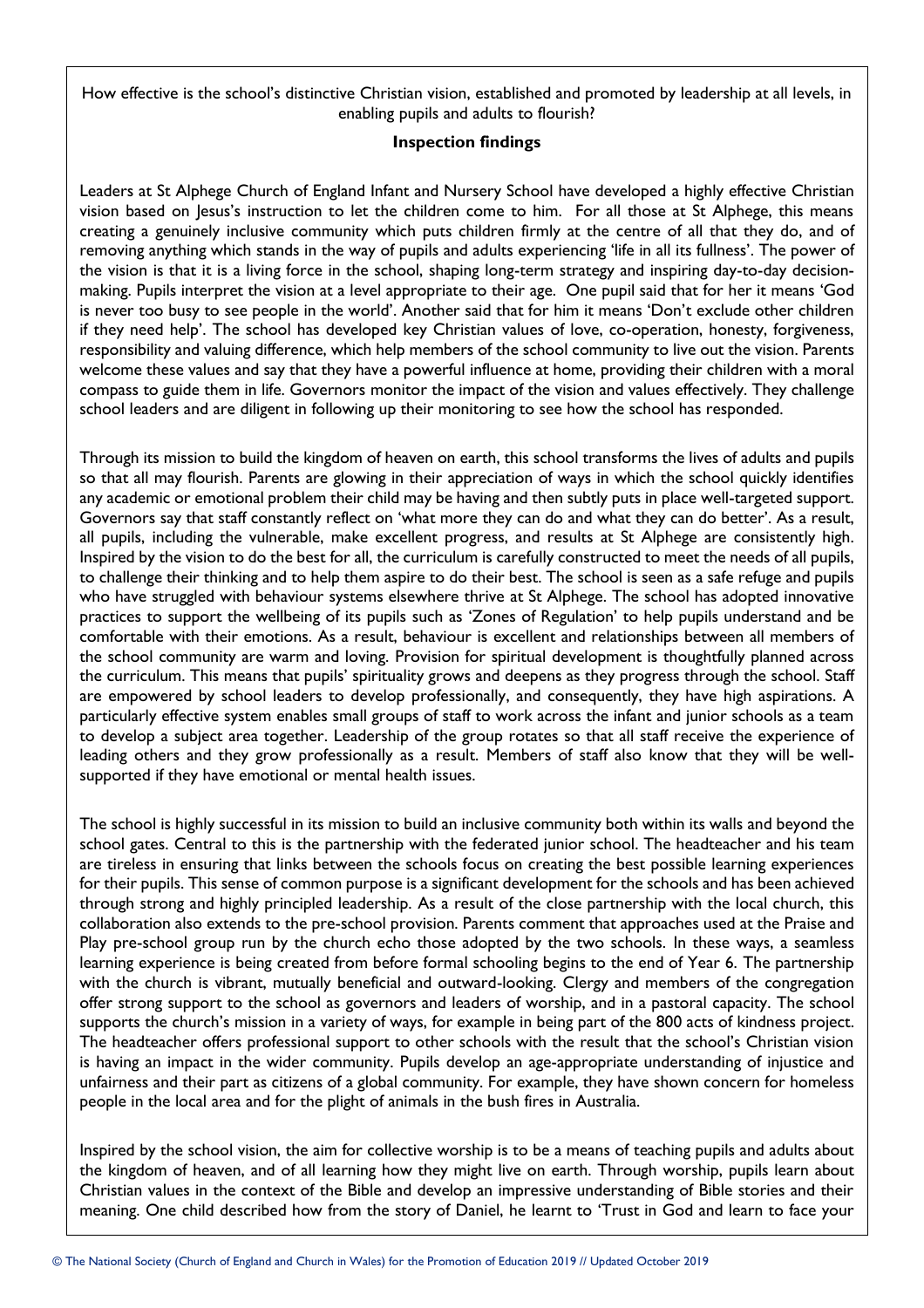How effective is the school's distinctive Christian vision, established and promoted by leadership at all levels, in enabling pupils and adults to flourish?

**Inspection findings**

Leaders at St Alphege Church of England Infant and Nursery School have developed a highly effective Christian vision based on Jesus's instruction to let the children come to him. For all those at St Alphege, this means creating a genuinely inclusive community which puts children firmly at the centre of all that they do, and of removing anything which stands in the way of pupils and adults experiencing 'life in all its fullness'. The power of the vision is that it is a living force in the school, shaping long-term strategy and inspiring day-to-day decision-making. Pupils interpret the vision at a level appropriate to their age. One pupil said that for her it means 'God is never too busy to see people in the world'. Another said that for him it means 'Don't exclude other children if they need help'. The school has developed key Christian values of love, co-operation, honesty, forgiveness, responsibility and valuing difference, which help members of the school community to live out the vision. Parents welcome these values and say that they have a powerful influence at home, providing their children with a moral compass to guide them in life. Governors monitor the impact of the vision and values effectively. They challenge school leaders and are diligent in following up their monitoring to see how the school has responded.

Through its mission to build the kingdom of heaven on earth, this school transforms the lives of adults and pupils so that all may flourish. Parents are glowing in their appreciation of ways in which the school quickly identifies any academic or emotional problem their child may be having and then subtly puts in place well-targeted support. Governors say that staff constantly reflect on 'what more they can do and what they can do better'. As a result, all pupils, including the vulnerable, make excellent progress, and results at St Alphege are consistently high. Inspired by the vision to do the best for all, the curriculum is carefully constructed to meet the needs of all pupils, to challenge their thinking and to help them aspire to do their best. The school is seen as a safe refuge and pupils who have struggled with behaviour systems elsewhere thrive at St Alphege. The school has adopted innovative practices to support the wellbeing of its pupils such as 'Zones of Regulation' to help pupils understand and be comfortable with their emotions. As a result, behaviour is excellent and relationships between all members of the school community are warm and loving. Provision for spiritual development is thoughtfully planned across the curriculum. This means that pupils' spirituality grows and deepens as they progress through the school. Staff are empowered by school leaders to develop professionally, and consequently, they have high aspirations. A particularly effective system enables small groups of staff to work across the infant and junior schools as a team to develop a subject area together. Leadership of the group rotates so that all staff receive the experience of leading others and they grow professionally as a result. Members of staff also know that they will be well-supported if they have emotional or mental health issues.

The school is highly successful in its mission to build an inclusive community both within its walls and beyond the school gates. Central to this is the partnership with the federated junior school. The headteacher and his team are tireless in ensuring that links between the schools focus on creating the best possible learning experiences for their pupils. This sense of common purpose is a significant development for the schools and has been achieved through strong and highly principled leadership. As a result of the close partnership with the local church, this collaboration also extends to the pre-school provision. Parents comment that approaches used at the Praise and Play pre-school group run by the church echo those adopted by the two schools. In these ways, a seamless learning experience is being created from before formal schooling begins to the end of Year 6. The partnership with the church is vibrant, mutually beneficial and outward-looking. Clergy and members of the congregation offer strong support to the school as governors and leaders of worship, and in a pastoral capacity. The school supports the church's mission in a variety of ways, for example in being part of the 800 acts of kindness project. The headteacher offers professional support to other schools with the result that the school's Christian vision is having an impact in the wider community. Pupils develop an age-appropriate understanding of injustice and unfairness and their part as citizens of a global community. For example, they have shown concern for homeless people in the local area and for the plight of animals in the bush fires in Australia.

Inspired by the school vision, the aim for collective worship is to be a means of teaching pupils and adults about the kingdom of heaven, and of all learning how they might live on earth. Through worship, pupils learn about Christian values in the context of the Bible and develop an impressive understanding of Bible stories and their meaning. One child described how from the story of Daniel, he learnt to 'Trust in God and learn to face your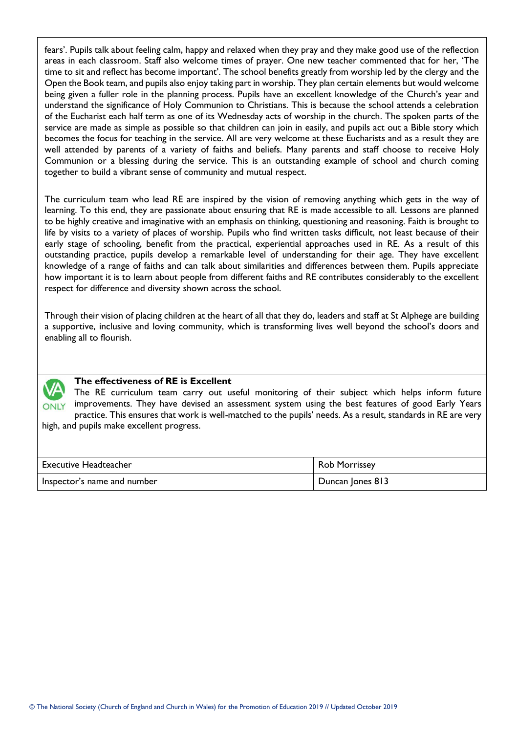fears'. Pupils talk about feeling calm, happy and relaxed when they pray and they make good use of the reflection areas in each classroom. Staff also welcome times of prayer. One new teacher commented that for her, 'The time to sit and reflect has become important'. The school benefits greatly from worship led by the clergy and the Open the Book team, and pupils also enjoy taking part in worship. They plan certain elements but would welcome being given a fuller role in the planning process. Pupils have an excellent knowledge of the Church's year and understand the significance of Holy Communion to Christians. This is because the school attends a celebration of the Eucharist each half term as one of its Wednesday acts of worship in the church. The spoken parts of the service are made as simple as possible so that children can join in easily, and pupils act out a Bible story which becomes the focus for teaching in the service. All are very welcome at these Eucharists and as a result they are well attended by parents of a variety of faiths and beliefs. Many parents and staff choose to receive Holy Communion or a blessing during the service. This is an outstanding example of school and church coming together to build a vibrant sense of community and mutual respect.

The curriculum team who lead RE are inspired by the vision of removing anything which gets in the way of learning. To this end, they are passionate about ensuring that RE is made accessible to all. Lessons are planned to be highly creative and imaginative with an emphasis on thinking, questioning and reasoning. Faith is brought to life by visits to a variety of places of worship. Pupils who find written tasks difficult, not least because of their early stage of schooling, benefit from the practical, experiential approaches used in RE. As a result of this outstanding practice, pupils develop a remarkable level of understanding for their age. They have excellent knowledge of a range of faiths and can talk about similarities and differences between them. Pupils appreciate how important it is to learn about people from different faiths and RE contributes considerably to the excellent respect for difference and diversity shown across the school.

Through their vision of placing children at the heart of all that they do, leaders and staff at St Alphege are building a supportive, inclusive and loving community, which is transforming lives well beyond the school's doors and enabling all to flourish.

VA ONLY

**The effectiveness of RE is Excellent**

The RE curriculum team carry out useful monitoring of their subject which helps inform future improvements. They have devised an assessment system using the best features of good Early Years practice. This ensures that work is well-matched to the pupils' needs. As a result, standards in RE are very high, and pupils make excellent progress.

| | |
|---|---|
| Executive Headteacher | Rob Morrissey |
| Inspector's name and number | Duncan Jones 813 |

© The National Society (Church of England and Church in Wales) for the Promotion of Education 2019 // Updated October 2019